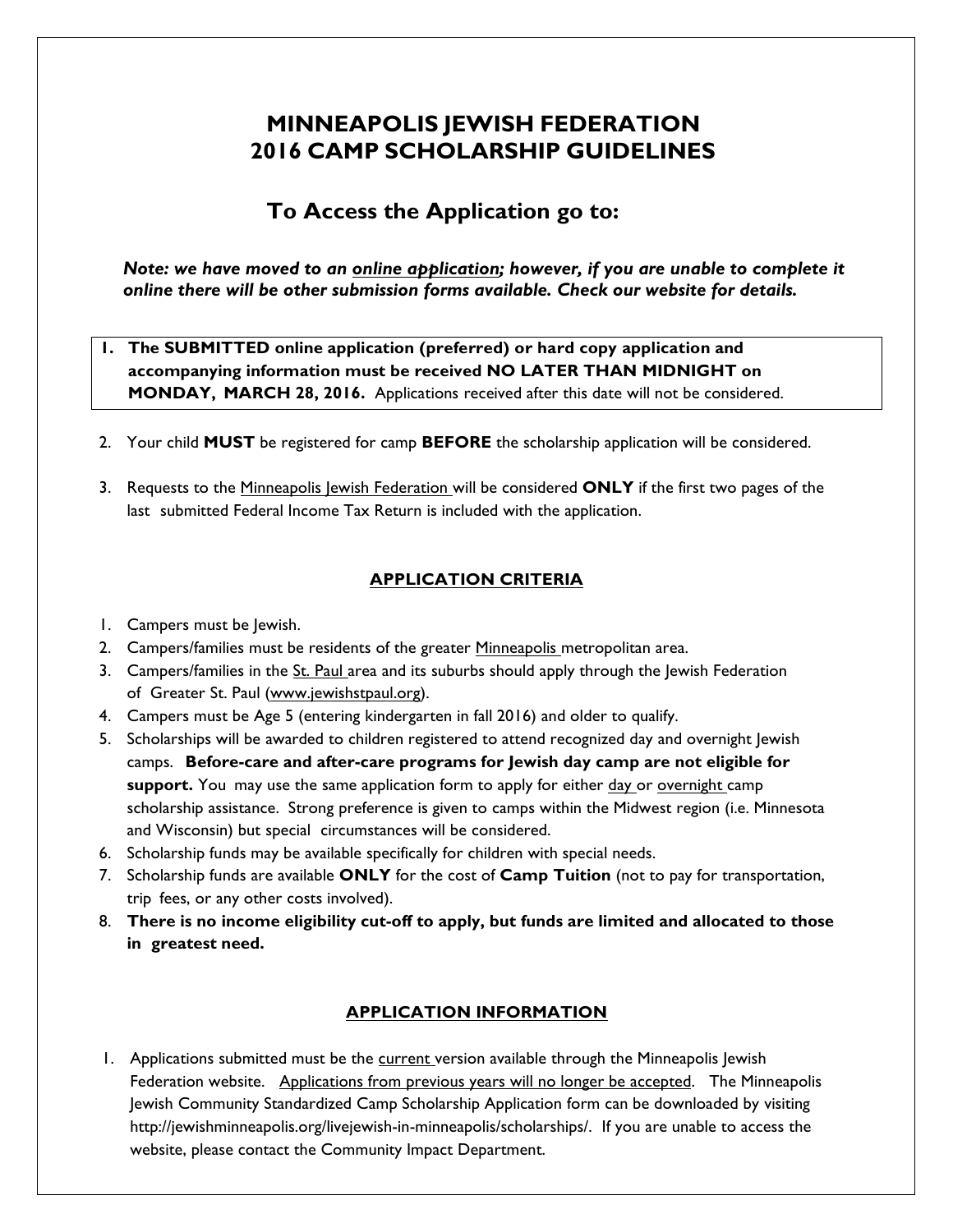# MINNEAPOLIS JEWISH FEDERATION
# 2016 CAMP SCHOLARSHIP GUIDELINES

## To Access the Application go to:

***Note: we have moved to an online application; however, if you are unable to complete it online there will be other submission forms available. Check our website for details.***

1. **The SUBMITTED online application (preferred) or hard copy application and accompanying information must be received NO LATER THAN MIDNIGHT on MONDAY, MARCH 28, 2016.** Applications received after this date will not be considered.

2. Your child **MUST** be registered for camp **BEFORE** the scholarship application will be considered.

3. Requests to the Minneapolis Jewish Federation will be considered **ONLY** if the first two pages of the last submitted Federal Income Tax Return is included with the application.

## APPLICATION CRITERIA

1. Campers must be Jewish.
2. Campers/families must be residents of the greater Minneapolis metropolitan area.
3. Campers/families in the St. Paul area and its suburbs should apply through the Jewish Federation of Greater St. Paul (www.jewishstpaul.org).
4. Campers must be Age 5 (entering kindergarten in fall 2016) and older to qualify.
5. Scholarships will be awarded to children registered to attend recognized day and overnight Jewish camps. **Before-care and after-care programs for Jewish day camp are not eligible for support.** You may use the same application form to apply for either day or overnight camp scholarship assistance. Strong preference is given to camps within the Midwest region (i.e. Minnesota and Wisconsin) but special circumstances will be considered.
6. Scholarship funds may be available specifically for children with special needs.
7. Scholarship funds are available **ONLY** for the cost of **Camp Tuition** (not to pay for transportation, trip fees, or any other costs involved).
8. **There is no income eligibility cut-off to apply, but funds are limited and allocated to those in greatest need.**

## APPLICATION INFORMATION

1. Applications submitted must be the current version available through the Minneapolis Jewish Federation website. Applications from previous years will no longer be accepted. The Minneapolis Jewish Community Standardized Camp Scholarship Application form can be downloaded by visiting http://jewishminneapolis.org/livejewish-in-minneapolis/scholarships/. If you are unable to access the website, please contact the Community Impact Department.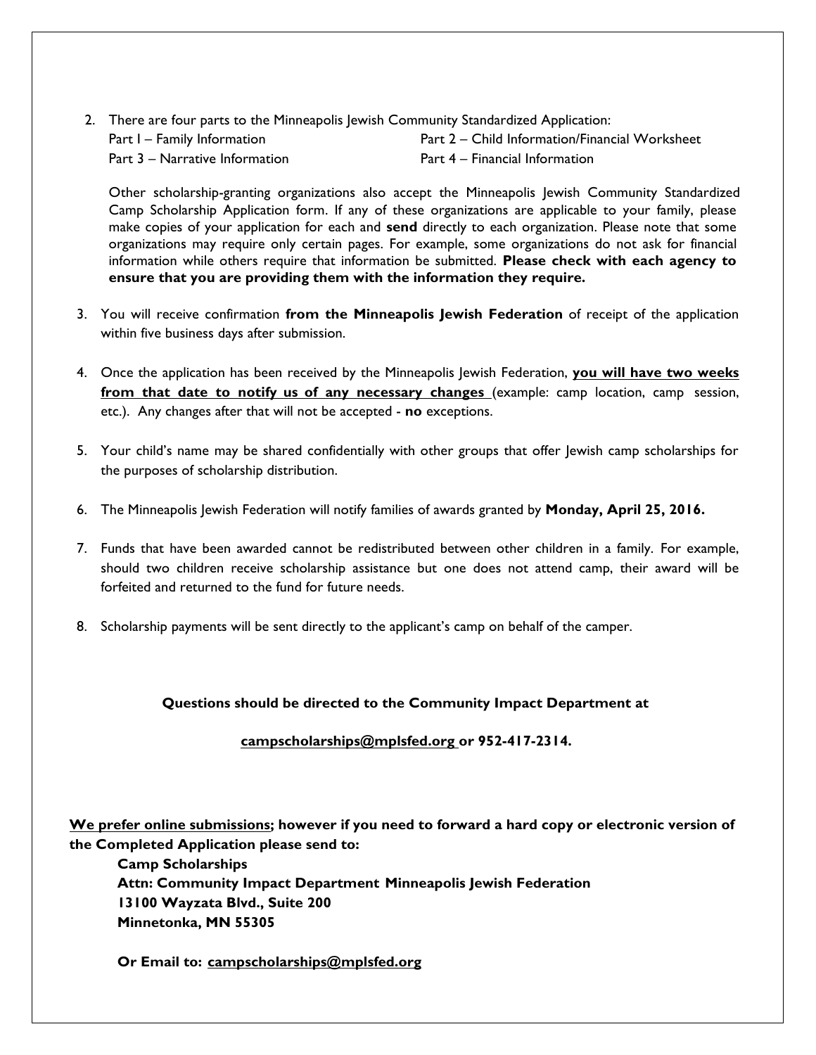2. There are four parts to the Minneapolis Jewish Community Standardized Application:

   Part I – Family Information
   Part 2 – Child Information/Financial Worksheet
   Part 3 – Narrative Information
   Part 4 – Financial Information

   Other scholarship-granting organizations also accept the Minneapolis Jewish Community Standardized Camp Scholarship Application form. If any of these organizations are applicable to your family, please make copies of your application for each and **send** directly to each organization. Please note that some organizations may require only certain pages. For example, some organizations do not ask for financial information while others require that information be submitted. **Please check with each agency to ensure that you are providing them with the information they require.**

3. You will receive confirmation **from the Minneapolis Jewish Federation** of receipt of the application within five business days after submission.

4. Once the application has been received by the Minneapolis Jewish Federation, **you will have two weeks from that date to notify us of any necessary changes** (example: camp location, camp session, etc.). Any changes after that will not be accepted - **no** exceptions.

5. Your child's name may be shared confidentially with other groups that offer Jewish camp scholarships for the purposes of scholarship distribution.

6. The Minneapolis Jewish Federation will notify families of awards granted by **Monday, April 25, 2016.**

7. Funds that have been awarded cannot be redistributed between other children in a family. For example, should two children receive scholarship assistance but one does not attend camp, their award will be forfeited and returned to the fund for future needs.

8. Scholarship payments will be sent directly to the applicant's camp on behalf of the camper.

**Questions should be directed to the Community Impact Department at**

**campscholarships@mplsfed.org or 952-417-2314.**

**We prefer online submissions; however if you need to forward a hard copy or electronic version of the Completed Application please send to:**

**Camp Scholarships**
**Attn: Community Impact Department Minneapolis Jewish Federation**
**13100 Wayzata Blvd., Suite 200**
**Minnetonka, MN 55305**

**Or Email to: campscholarships@mplsfed.org**